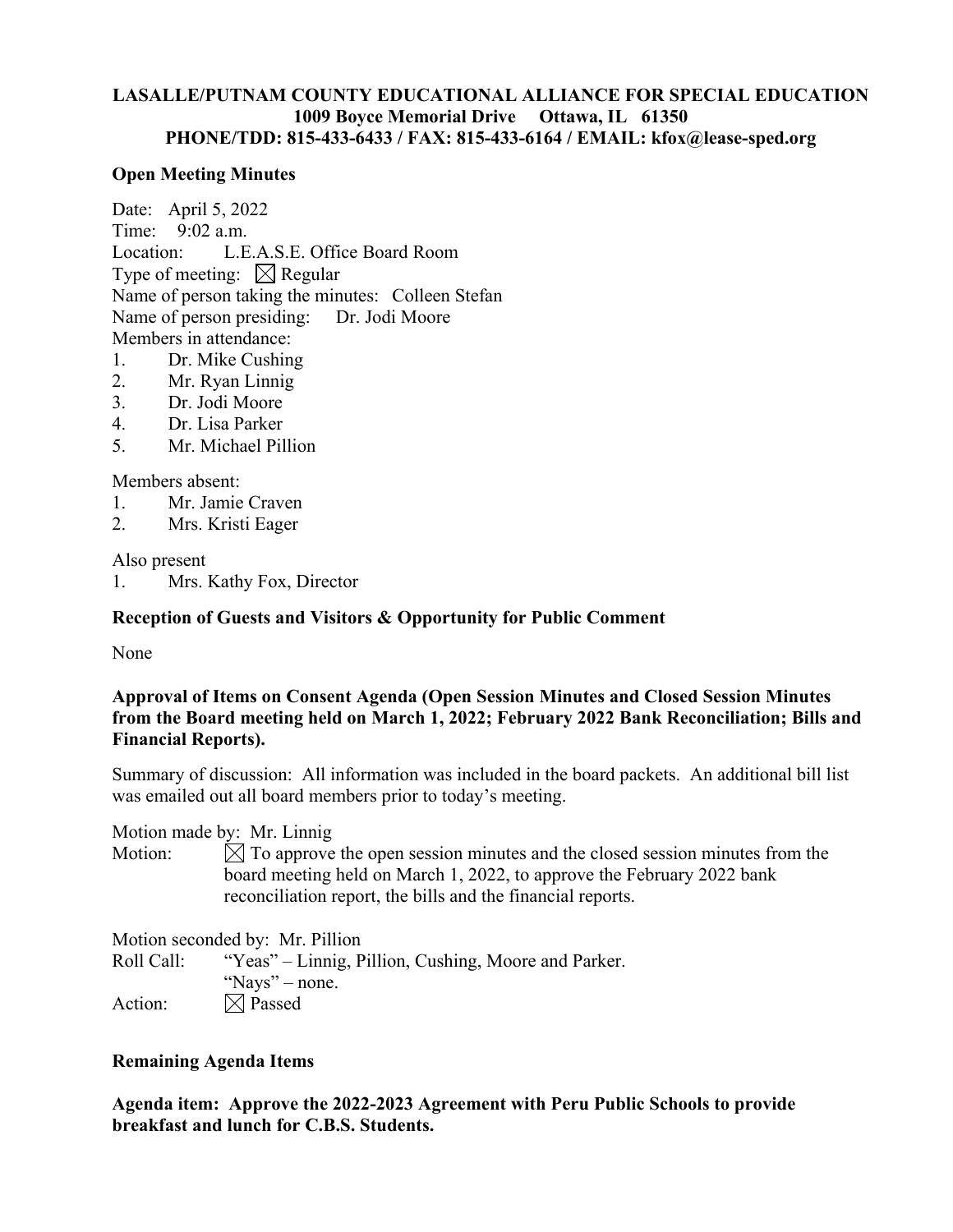**LASALLE/PUTNAM COUNTY EDUCATIONAL ALLIANCE FOR SPECIAL EDUCATION**
**1009 Boyce Memorial Drive Ottawa, IL 61350**
**PHONE/TDD: 815-433-6433 / FAX: 815-433-6164 / EMAIL: kfox@lease-sped.org**

**Open Meeting Minutes**

Date: April 5, 2022
Time: 9:02 a.m.
Location: L.E.A.S.E. Office Board Room
Type of meeting: ☒ Regular
Name of person taking the minutes: Colleen Stefan
Name of person presiding: Dr. Jodi Moore
Members in attendance:

1. Dr. Mike Cushing
2. Mr. Ryan Linnig
3. Dr. Jodi Moore
4. Dr. Lisa Parker
5. Mr. Michael Pillion

Members absent:

1. Mr. Jamie Craven
2. Mrs. Kristi Eager

Also present

1. Mrs. Kathy Fox, Director

**Reception of Guests and Visitors & Opportunity for Public Comment**

None

**Approval of Items on Consent Agenda (Open Session Minutes and Closed Session Minutes from the Board meeting held on March 1, 2022; February 2022 Bank Reconciliation; Bills and Financial Reports).**

Summary of discussion: All information was included in the board packets. An additional bill list was emailed out all board members prior to today's meeting.

Motion made by: Mr. Linnig
Motion: ☒ To approve the open session minutes and the closed session minutes from the board meeting held on March 1, 2022, to approve the February 2022 bank reconciliation report, the bills and the financial reports.

Motion seconded by: Mr. Pillion
Roll Call: "Yeas" – Linnig, Pillion, Cushing, Moore and Parker.
"Nays" – none.
Action: ☒ Passed

**Remaining Agenda Items**

**Agenda item: Approve the 2022-2023 Agreement with Peru Public Schools to provide breakfast and lunch for C.B.S. Students.**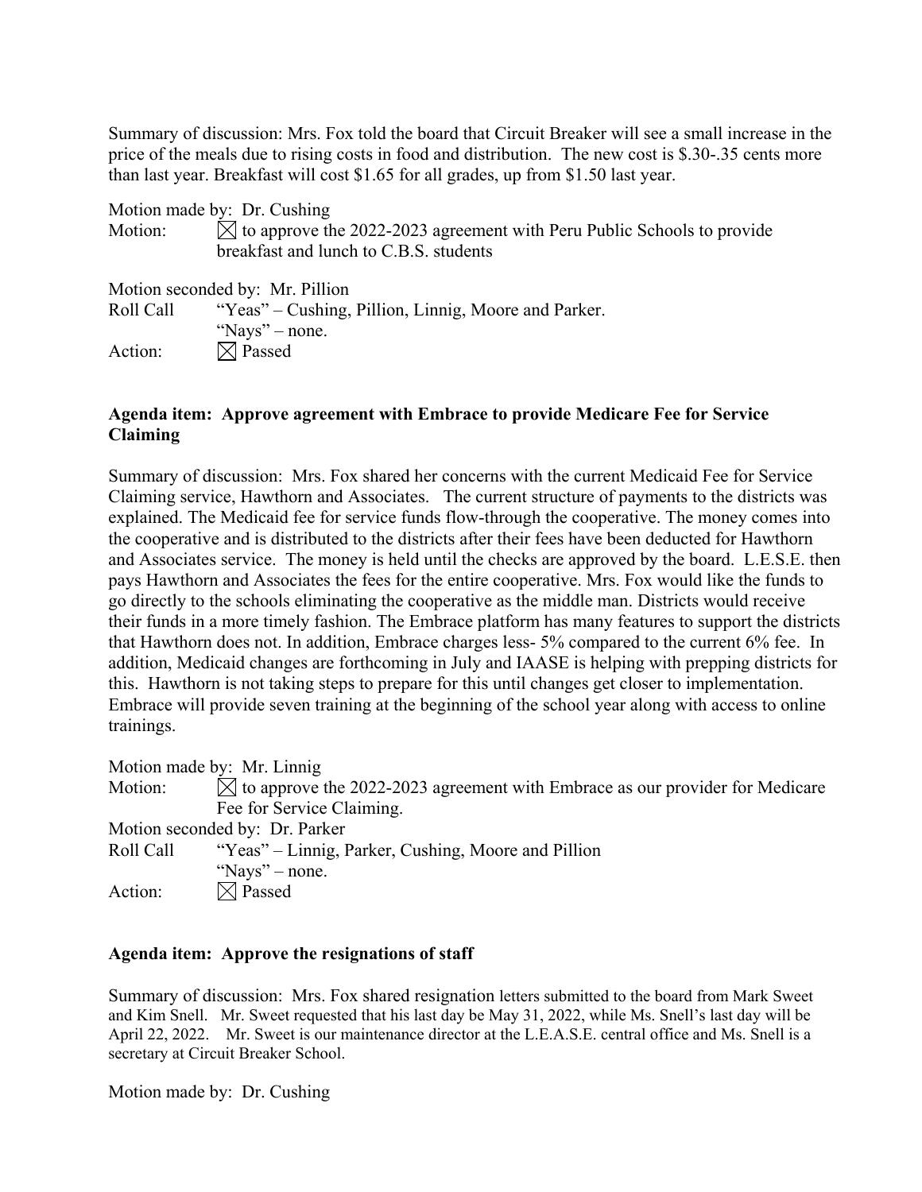Summary of discussion: Mrs. Fox told the board that Circuit Breaker will see a small increase in the price of the meals due to rising costs in food and distribution. The new cost is $.30-.35 cents more than last year. Breakfast will cost $1.65 for all grades, up from $1.50 last year.

Motion made by: Dr. Cushing
Motion: ☒ to approve the 2022-2023 agreement with Peru Public Schools to provide breakfast and lunch to C.B.S. students

Motion seconded by: Mr. Pillion
Roll Call "Yeas" – Cushing, Pillion, Linnig, Moore and Parker.
"Nays" – none.
Action: ☒ Passed

**Agenda item: Approve agreement with Embrace to provide Medicare Fee for Service Claiming**

Summary of discussion: Mrs. Fox shared her concerns with the current Medicaid Fee for Service Claiming service, Hawthorn and Associates. The current structure of payments to the districts was explained. The Medicaid fee for service funds flow-through the cooperative. The money comes into the cooperative and is distributed to the districts after their fees have been deducted for Hawthorn and Associates service. The money is held until the checks are approved by the board. L.E.S.E. then pays Hawthorn and Associates the fees for the entire cooperative. Mrs. Fox would like the funds to go directly to the schools eliminating the cooperative as the middle man. Districts would receive their funds in a more timely fashion. The Embrace platform has many features to support the districts that Hawthorn does not. In addition, Embrace charges less- 5% compared to the current 6% fee. In addition, Medicaid changes are forthcoming in July and IAASE is helping with prepping districts for this. Hawthorn is not taking steps to prepare for this until changes get closer to implementation. Embrace will provide seven training at the beginning of the school year along with access to online trainings.

Motion made by: Mr. Linnig
Motion: ☒ to approve the 2022-2023 agreement with Embrace as our provider for Medicare Fee for Service Claiming.
Motion seconded by: Dr. Parker
Roll Call "Yeas" – Linnig, Parker, Cushing, Moore and Pillion
"Nays" – none.
Action: ☒ Passed

**Agenda item: Approve the resignations of staff**

Summary of discussion: Mrs. Fox shared resignation letters submitted to the board from Mark Sweet and Kim Snell. Mr. Sweet requested that his last day be May 31, 2022, while Ms. Snell's last day will be April 22, 2022. Mr. Sweet is our maintenance director at the L.E.A.S.E. central office and Ms. Snell is a secretary at Circuit Breaker School.

Motion made by: Dr. Cushing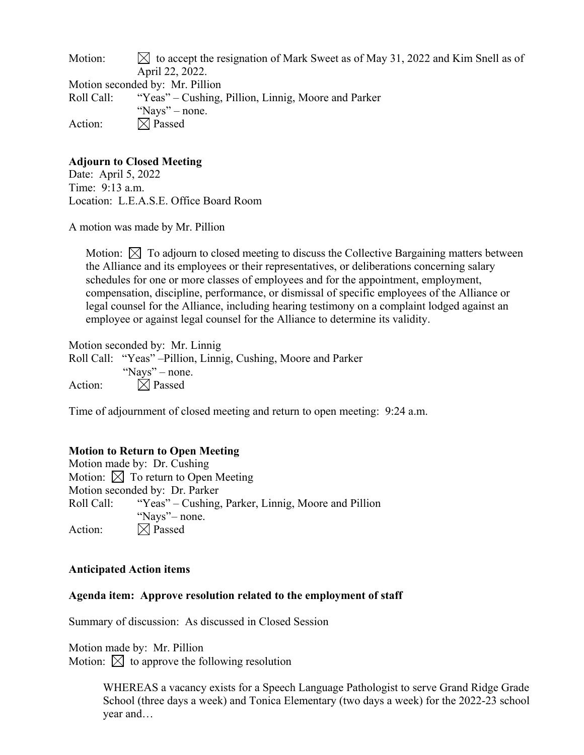Motion: ☒ to accept the resignation of Mark Sweet as of May 31, 2022 and Kim Snell as of April 22, 2022.
Motion seconded by: Mr. Pillion
Roll Call: "Yeas" – Cushing, Pillion, Linnig, Moore and Parker
"Nays" – none.
Action: ☒ Passed

**Adjourn to Closed Meeting**
Date: April 5, 2022
Time: 9:13 a.m.
Location: L.E.A.S.E. Office Board Room

A motion was made by Mr. Pillion

Motion: ☒ To adjourn to closed meeting to discuss the Collective Bargaining matters between the Alliance and its employees or their representatives, or deliberations concerning salary schedules for one or more classes of employees and for the appointment, employment, compensation, discipline, performance, or dismissal of specific employees of the Alliance or legal counsel for the Alliance, including hearing testimony on a complaint lodged against an employee or against legal counsel for the Alliance to determine its validity.

Motion seconded by: Mr. Linnig
Roll Call: "Yeas" –Pillion, Linnig, Cushing, Moore and Parker
"Nays" – none.
Action: ☒ Passed

Time of adjournment of closed meeting and return to open meeting: 9:24 a.m.

**Motion to Return to Open Meeting**
Motion made by: Dr. Cushing
Motion: ☒ To return to Open Meeting
Motion seconded by: Dr. Parker
Roll Call: "Yeas" – Cushing, Parker, Linnig, Moore and Pillion
"Nays"– none.
Action: ☒ Passed

**Anticipated Action items**

**Agenda item: Approve resolution related to the employment of staff**

Summary of discussion: As discussed in Closed Session

Motion made by: Mr. Pillion
Motion: ☒ to approve the following resolution

> WHEREAS a vacancy exists for a Speech Language Pathologist to serve Grand Ridge Grade School (three days a week) and Tonica Elementary (two days a week) for the 2022-23 school year and…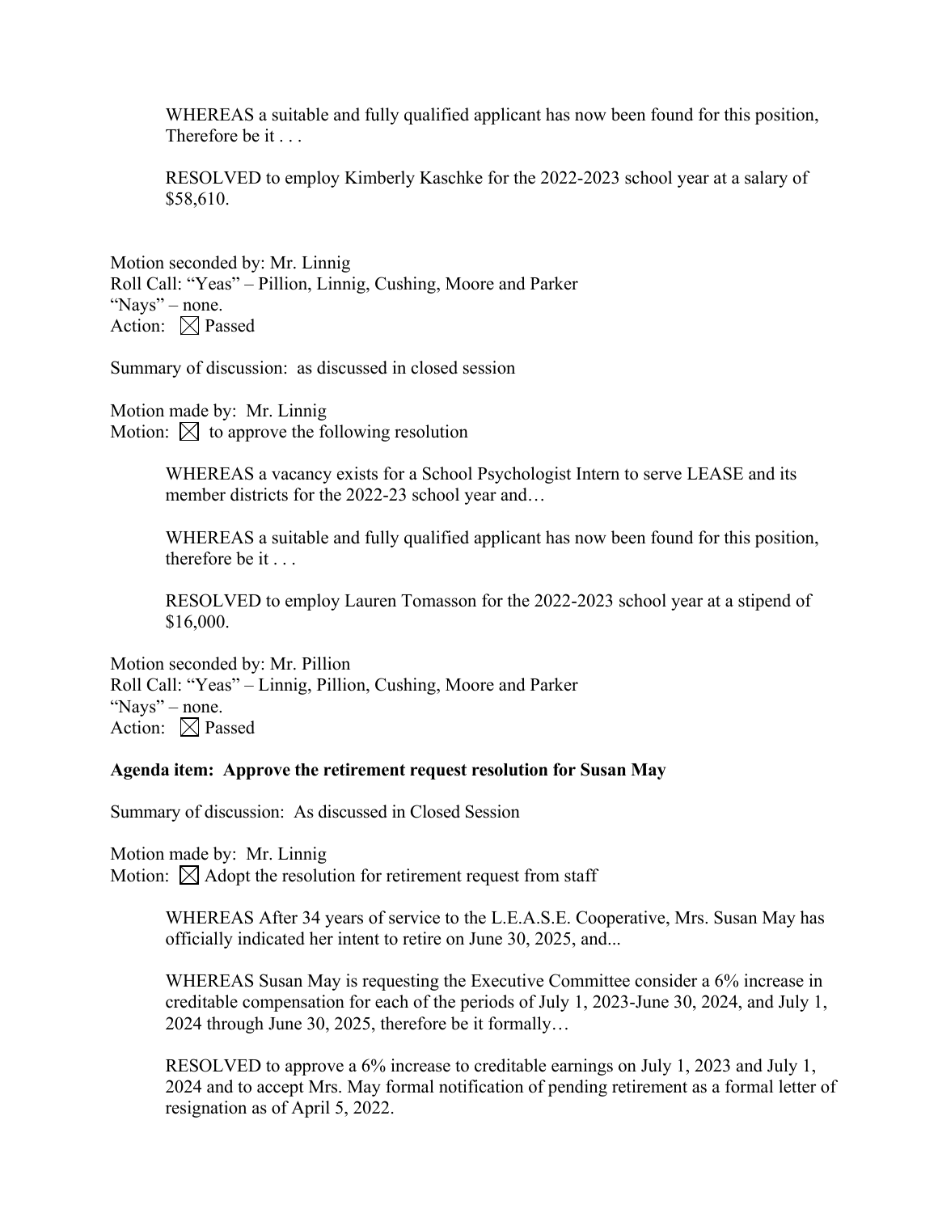WHEREAS a suitable and fully qualified applicant has now been found for this position, Therefore be it . . .

RESOLVED to employ Kimberly Kaschke for the 2022-2023 school year at a salary of $58,610.

Motion seconded by: Mr. Linnig
Roll Call: "Yeas" – Pillion, Linnig, Cushing, Moore and Parker
"Nays" – none.
Action: ☒ Passed

Summary of discussion: as discussed in closed session

Motion made by: Mr. Linnig
Motion: ☒ to approve the following resolution

WHEREAS a vacancy exists for a School Psychologist Intern to serve LEASE and its member districts for the 2022-23 school year and…

WHEREAS a suitable and fully qualified applicant has now been found for this position, therefore be it . . .

RESOLVED to employ Lauren Tomasson for the 2022-2023 school year at a stipend of $16,000.

Motion seconded by: Mr. Pillion
Roll Call: "Yeas" – Linnig, Pillion, Cushing, Moore and Parker
"Nays" – none.
Action: ☒ Passed

**Agenda item: Approve the retirement request resolution for Susan May**

Summary of discussion: As discussed in Closed Session

Motion made by: Mr. Linnig
Motion: ☒ Adopt the resolution for retirement request from staff

WHEREAS After 34 years of service to the L.E.A.S.E. Cooperative, Mrs. Susan May has officially indicated her intent to retire on June 30, 2025, and...

WHEREAS Susan May is requesting the Executive Committee consider a 6% increase in creditable compensation for each of the periods of July 1, 2023-June 30, 2024, and July 1, 2024 through June 30, 2025, therefore be it formally…

RESOLVED to approve a 6% increase to creditable earnings on July 1, 2023 and July 1, 2024 and to accept Mrs. May formal notification of pending retirement as a formal letter of resignation as of April 5, 2022.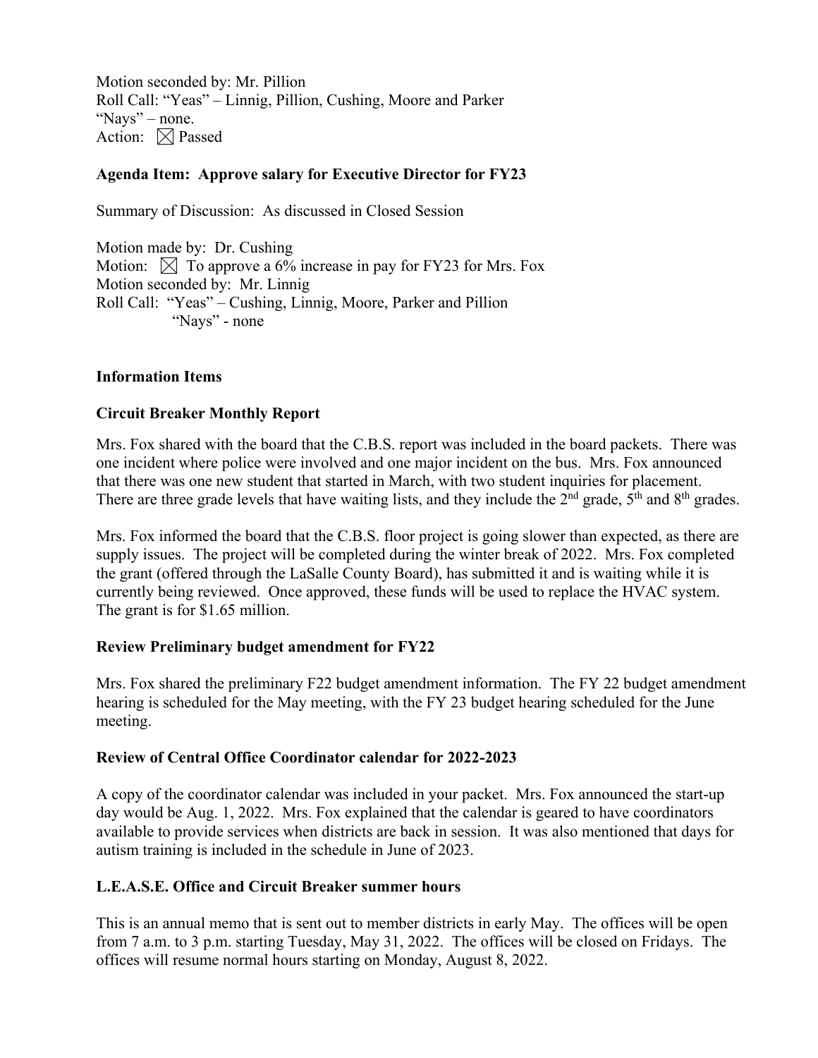Motion seconded by: Mr. Pillion
Roll Call: "Yeas" – Linnig, Pillion, Cushing, Moore and Parker
"Nays" – none.
Action: ☒ Passed

**Agenda Item: Approve salary for Executive Director for FY23**

Summary of Discussion: As discussed in Closed Session

Motion made by: Dr. Cushing
Motion: ☒ To approve a 6% increase in pay for FY23 for Mrs. Fox
Motion seconded by: Mr. Linnig
Roll Call: "Yeas" – Cushing, Linnig, Moore, Parker and Pillion
"Nays" - none

**Information Items**

**Circuit Breaker Monthly Report**

Mrs. Fox shared with the board that the C.B.S. report was included in the board packets. There was one incident where police were involved and one major incident on the bus. Mrs. Fox announced that there was one new student that started in March, with two student inquiries for placement. There are three grade levels that have waiting lists, and they include the 2nd grade, 5th and 8th grades.

Mrs. Fox informed the board that the C.B.S. floor project is going slower than expected, as there are supply issues. The project will be completed during the winter break of 2022. Mrs. Fox completed the grant (offered through the LaSalle County Board), has submitted it and is waiting while it is currently being reviewed. Once approved, these funds will be used to replace the HVAC system. The grant is for $1.65 million.

**Review Preliminary budget amendment for FY22**

Mrs. Fox shared the preliminary F22 budget amendment information. The FY 22 budget amendment hearing is scheduled for the May meeting, with the FY 23 budget hearing scheduled for the June meeting.

**Review of Central Office Coordinator calendar for 2022-2023**

A copy of the coordinator calendar was included in your packet. Mrs. Fox announced the start-up day would be Aug. 1, 2022. Mrs. Fox explained that the calendar is geared to have coordinators available to provide services when districts are back in session. It was also mentioned that days for autism training is included in the schedule in June of 2023.

**L.E.A.S.E. Office and Circuit Breaker summer hours**

This is an annual memo that is sent out to member districts in early May. The offices will be open from 7 a.m. to 3 p.m. starting Tuesday, May 31, 2022. The offices will be closed on Fridays. The offices will resume normal hours starting on Monday, August 8, 2022.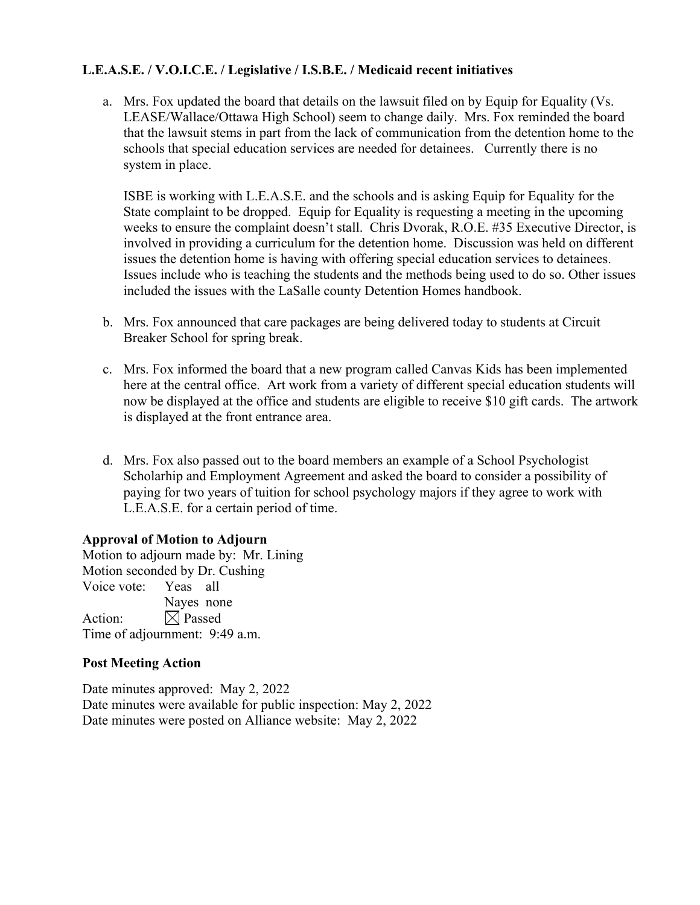**L.E.A.S.E. / V.O.I.C.E. / Legislative / I.S.B.E. / Medicaid recent initiatives**

a. Mrs. Fox updated the board that details on the lawsuit filed on by Equip for Equality (Vs. LEASE/Wallace/Ottawa High School) seem to change daily. Mrs. Fox reminded the board that the lawsuit stems in part from the lack of communication from the detention home to the schools that special education services are needed for detainees. Currently there is no system in place.

   ISBE is working with L.E.A.S.E. and the schools and is asking Equip for Equality for the State complaint to be dropped. Equip for Equality is requesting a meeting in the upcoming weeks to ensure the complaint doesn't stall. Chris Dvorak, R.O.E. #35 Executive Director, is involved in providing a curriculum for the detention home. Discussion was held on different issues the detention home is having with offering special education services to detainees. Issues include who is teaching the students and the methods being used to do so. Other issues included the issues with the LaSalle county Detention Homes handbook.

b. Mrs. Fox announced that care packages are being delivered today to students at Circuit Breaker School for spring break.

c. Mrs. Fox informed the board that a new program called Canvas Kids has been implemented here at the central office. Art work from a variety of different special education students will now be displayed at the office and students are eligible to receive $10 gift cards. The artwork is displayed at the front entrance area.

d. Mrs. Fox also passed out to the board members an example of a School Psychologist Scholarhip and Employment Agreement and asked the board to consider a possibility of paying for two years of tuition for school psychology majors if they agree to work with L.E.A.S.E. for a certain period of time.

**Approval of Motion to Adjourn**

Motion to adjourn made by: Mr. Lining
Motion seconded by Dr. Cushing
Voice vote: Yeas all
Nayes none
Action: ☒ Passed
Time of adjournment: 9:49 a.m.

**Post Meeting Action**

Date minutes approved: May 2, 2022
Date minutes were available for public inspection: May 2, 2022
Date minutes were posted on Alliance website: May 2, 2022